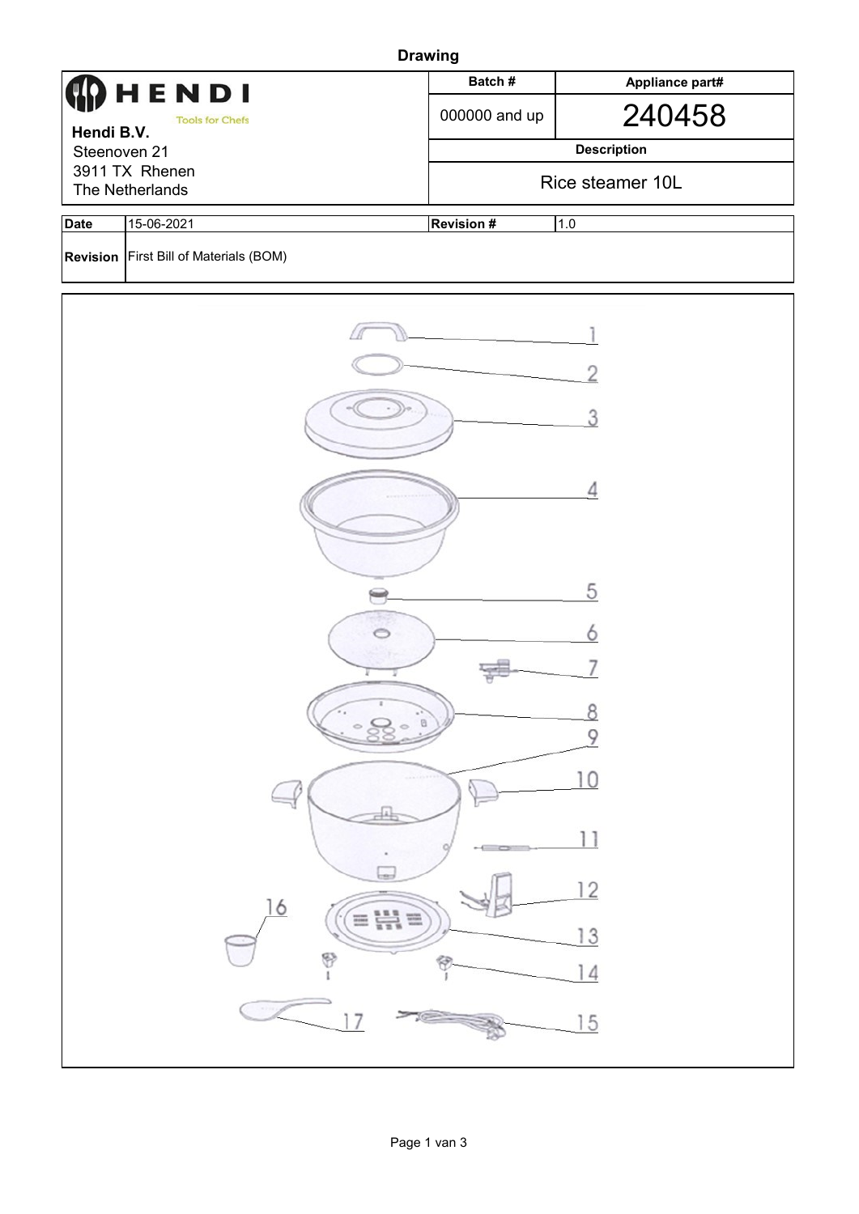# Drawing

| HENDI Tools for Chefs<br>**Hendi B.V.**<br>Steenoven 21<br>3911 TX Rhenen<br>The Netherlands | **Batch #** | **Appliance part#** |
|---|---|---|
| | 000000 and up | 240458 |
| | **Description** | |
| | Rice steamer 10L | |

| **Date** | 15-06-2021 | **Revision #** | 1.0 |
|---|---|---|---|
| **Revision** | First Bill of Materials (BOM) | | |

1
2
3
4
5
6
7
8
9
10
11
12
13
14
15
16
17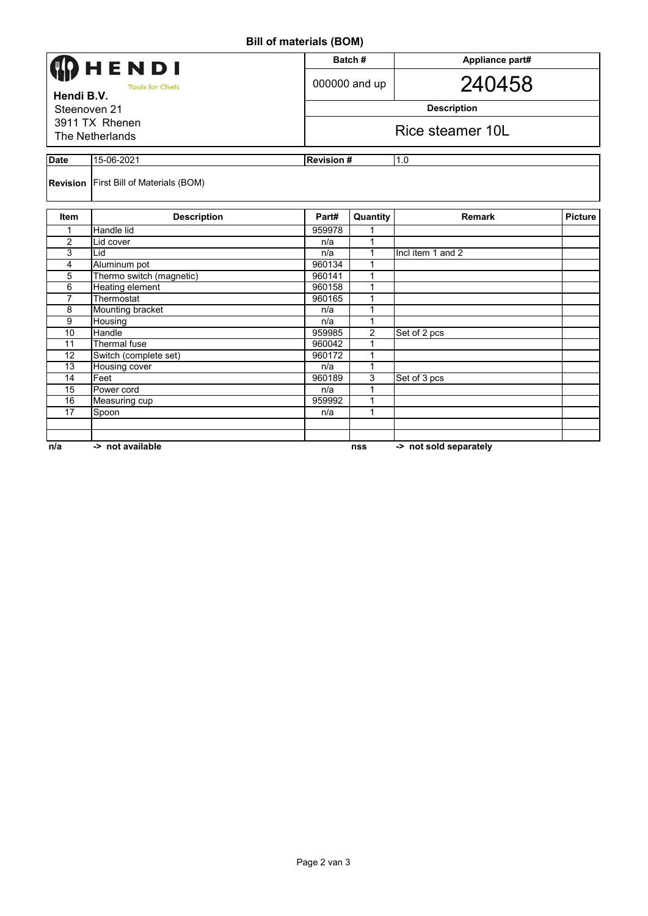# Bill of materials (BOM)

| HENDI Tools for Chefs | Batch # | Appliance part# |
|---|---|---|
| **Hendi B.V.** | 000000 and up | 240458 |
| Steenoven 21 | **Description** | |
| 3911 TX Rhenen | Rice steamer 10L | |
| The Netherlands | | |

| **Date** | 15-06-2021 | **Revision #** | 1.0 |
|---|---|---|---|
| **Revision** | First Bill of Materials (BOM) | | |

| Item | Description | Part# | Quantity | Remark | Picture |
|---|---|---|---|---|---|
| 1 | Handle lid | 959978 | 1 | | |
| 2 | Lid cover | n/a | 1 | | |
| 3 | Lid | n/a | 1 | Incl item 1 and 2 | |
| 4 | Aluminum pot | 960134 | 1 | | |
| 5 | Thermo switch (magnetic) | 960141 | 1 | | |
| 6 | Heating element | 960158 | 1 | | |
| 7 | Thermostat | 960165 | 1 | | |
| 8 | Mounting bracket | n/a | 1 | | |
| 9 | Housing | n/a | 1 | | |
| 10 | Handle | 959985 | 2 | Set of 2 pcs | |
| 11 | Thermal fuse | 960042 | 1 | | |
| 12 | Switch (complete set) | 960172 | 1 | | |
| 13 | Housing cover | n/a | 1 | | |
| 14 | Feet | 960189 | 3 | Set of 3 pcs | |
| 15 | Power cord | n/a | 1 | | |
| 16 | Measuring cup | 959992 | 1 | | |
| 17 | Spoon | n/a | 1 | | |
| | | | | | |
| | | | | | |

**n/a** **-> not available** **nss** **-> not sold separately**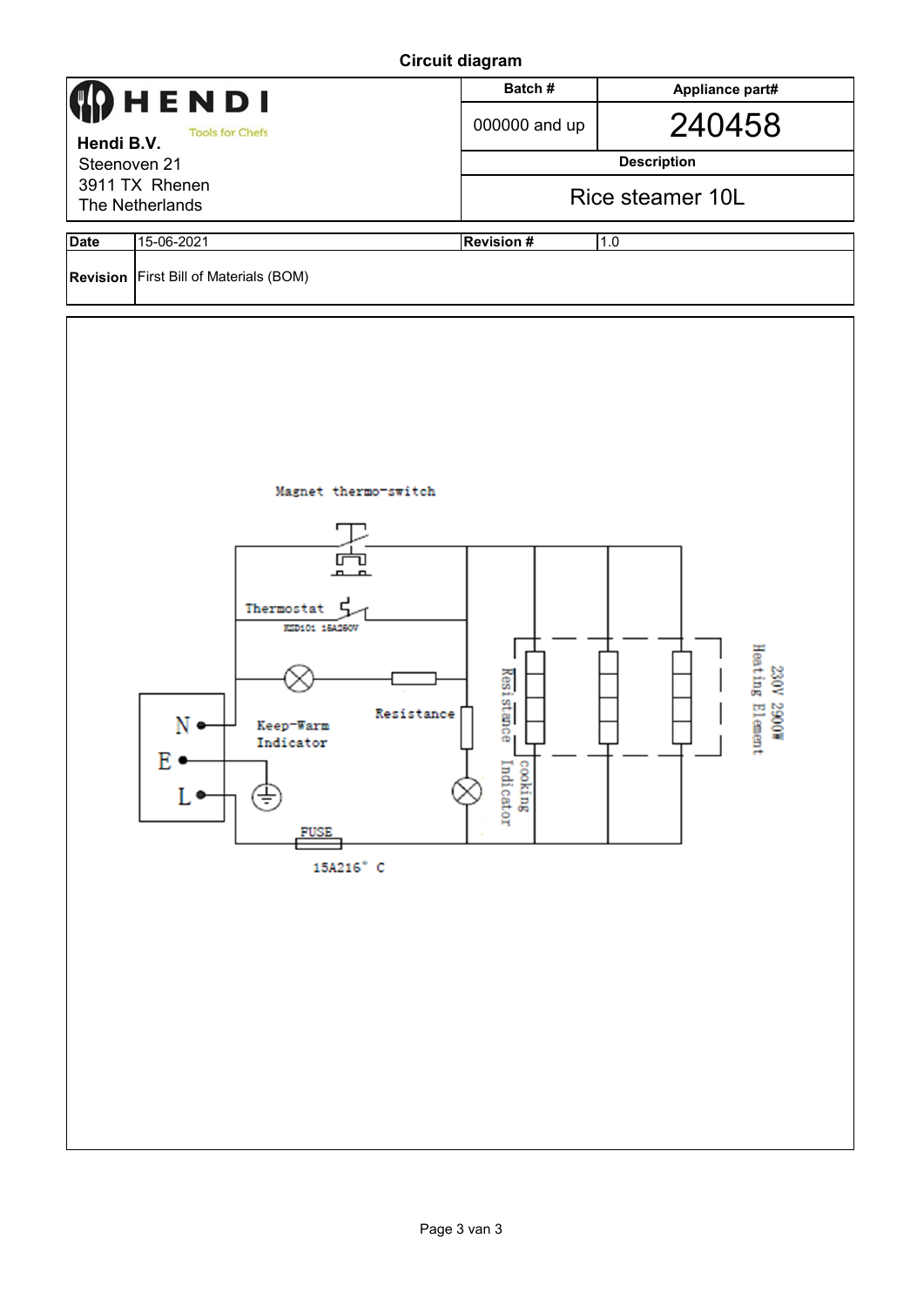# Circuit diagram

| HENDI Tools for Chefs | Batch # | Appliance part# |
|---|---|---|
| **Hendi B.V.** Steenoven 21 3911 TX Rhenen The Netherlands | 000000 and up | 240458 |
| | **Description** | |
| | Rice steamer 10L | |

| | | | |
|---|---|---|---|
| **Date** | 15-06-2021 | **Revision #** | 1.0 |
| **Revision** | First Bill of Materials (BOM) | | |

Magnet thermo-switch

Thermostat

KSD101 16A250V

N

E

L

Keep-Warm Indicator

Resistance

Resistance

cooking Indicator

230V 2900W Heating Element

FUSE

15A216° C